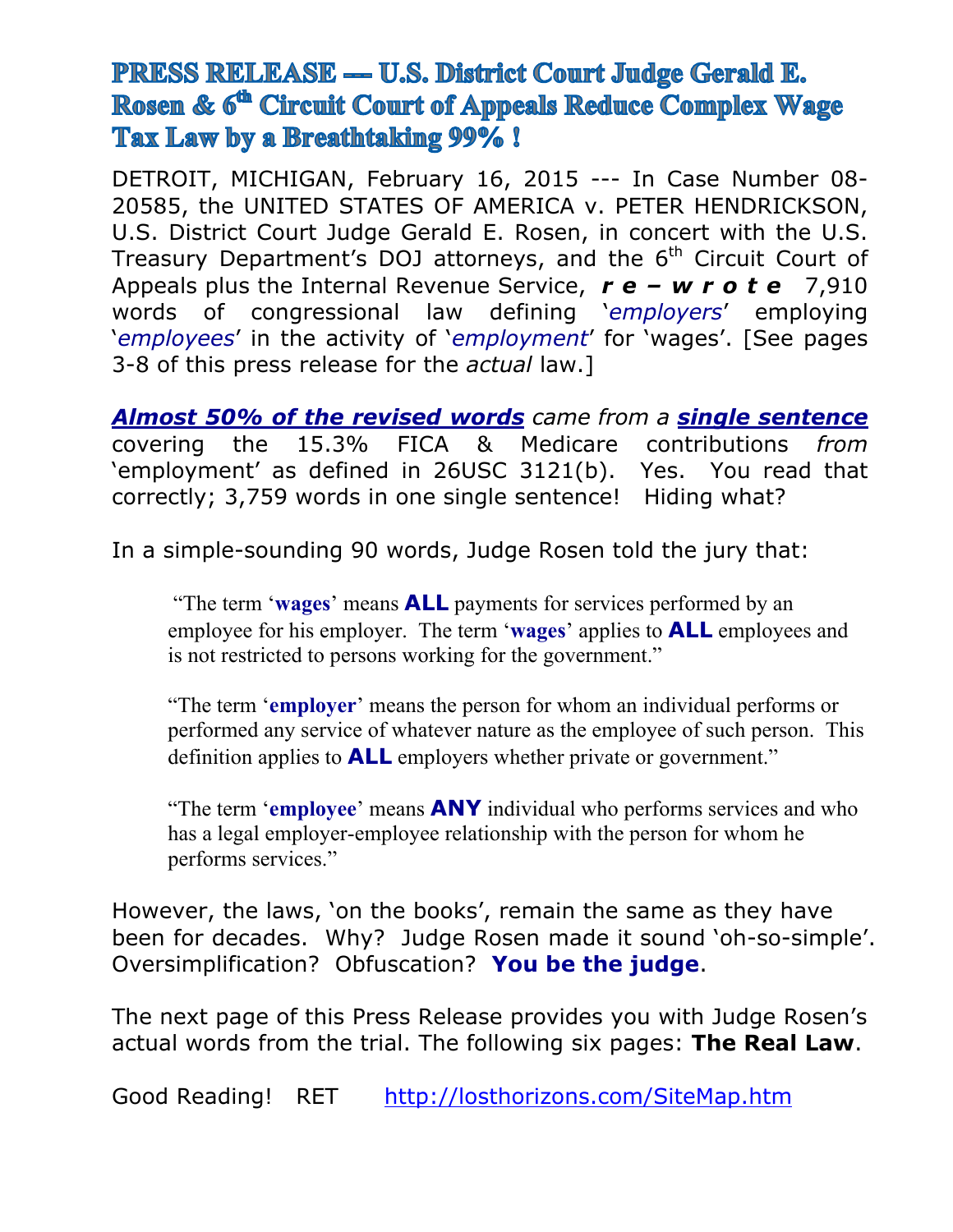# PRESS RELEASE --- U.S. District Court Judge Gerald E. Rosen & 6th Circuit Court of Appeals Reduce Complex Wage Tax Law by a Breathtaking 99% !

DETROIT, MICHIGAN, February 16, 2015 --- In Case Number 08-20585, the UNITED STATES OF AMERICA v. PETER HENDRICKSON, U.S. District Court Judge Gerald E. Rosen, in concert with the U.S. Treasury Department's DOJ attorneys, and the 6th Circuit Court of Appeals plus the Internal Revenue Service, ***r e – w r o t e*** 7,910 words of congressional law defining '*employers*' employing '*employees*' in the activity of '*employment*' for 'wages'. [See pages 3-8 of this press release for the *actual* law.]

***Almost 50% of the revised words*** *came from a* ***single sentence*** covering the 15.3% FICA & Medicare contributions *from* 'employment' as defined in 26USC 3121(b). Yes. You read that correctly; 3,759 words in one single sentence! Hiding what?

In a simple-sounding 90 words, Judge Rosen told the jury that:

> "The term '**wages**' means **ALL** payments for services performed by an employee for his employer. The term '**wages**' applies to **ALL** employees and is not restricted to persons working for the government."
>
> "The term '**employer**' means the person for whom an individual performs or performed any service of whatever nature as the employee of such person. This definition applies to **ALL** employers whether private or government."
>
> "The term '**employee**' means **ANY** individual who performs services and who has a legal employer-employee relationship with the person for whom he performs services."

However, the laws, 'on the books', remain the same as they have been for decades. Why? Judge Rosen made it sound 'oh-so-simple'. Oversimplification? Obfuscation? **You be the judge**.

The next page of this Press Release provides you with Judge Rosen's actual words from the trial. The following six pages: **The Real Law**.

Good Reading! RET http://losthorizons.com/SiteMap.htm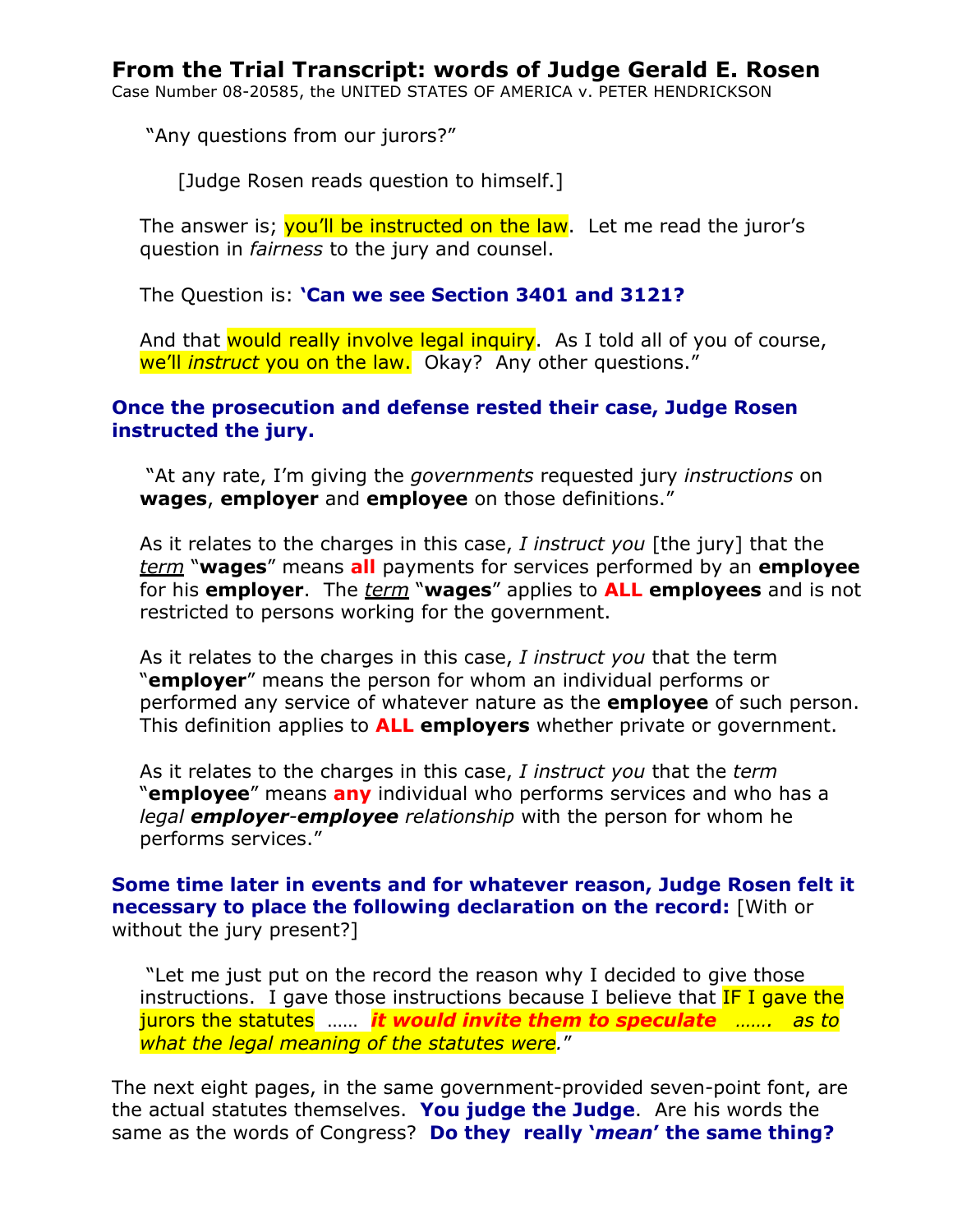# From the Trial Transcript: words of Judge Gerald E. Rosen

Case Number 08-20585, the UNITED STATES OF AMERICA v. PETER HENDRICKSON

"Any questions from our jurors?"

[Judge Rosen reads question to himself.]

The answer is; you'll be instructed on the law. Let me read the juror's question in *fairness* to the jury and counsel.

The Question is: **'Can we see Section 3401 and 3121?**

And that would really involve legal inquiry. As I told all of you of course, we'll *instruct* you on the law. Okay? Any other questions."

**Once the prosecution and defense rested their case, Judge Rosen instructed the jury.**

"At any rate, I'm giving the *governments* requested jury *instructions* on **wages**, **employer** and **employee** on those definitions."

As it relates to the charges in this case, *I instruct you* [the jury] that the *term* "**wages**" means **all** payments for services performed by an **employee** for his **employer**. The *term* "**wages**" applies to **ALL employees** and is not restricted to persons working for the government.

As it relates to the charges in this case, *I instruct you* that the term "**employer**" means the person for whom an individual performs or performed any service of whatever nature as the **employee** of such person. This definition applies to **ALL employers** whether private or government.

As it relates to the charges in this case, *I instruct you* that the *term* "**employee**" means **any** individual who performs services and who has a *legal* ***employer-employee*** *relationship* with the person for whom he performs services."

**Some time later in events and for whatever reason, Judge Rosen felt it necessary to place the following declaration on the record:** [With or without the jury present?]

"Let me just put on the record the reason why I decided to give those instructions. I gave those instructions because I believe that IF I gave the jurors the statutes …… ***it would invite them to speculate*** *……. as to what the legal meaning of the statutes were.*"

The next eight pages, in the same government-provided seven-point font, are the actual statutes themselves. **You judge the Judge**. Are his words the same as the words of Congress? **Do they really '*mean*' the same thing?**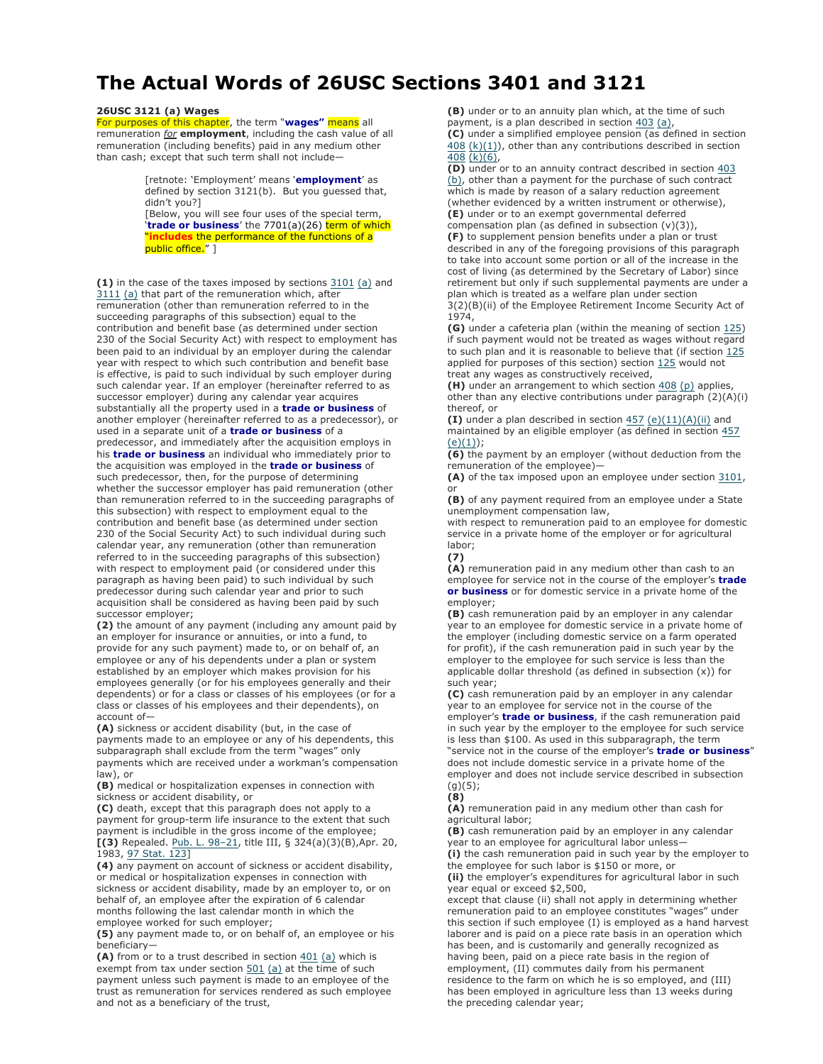# The Actual Words of 26USC Sections 3401 and 3121

**26USC 3121 (a) Wages**

For purposes of this chapter, the term "**wages"** means all remuneration *for* **employment**, including the cash value of all remuneration (including benefits) paid in any medium other than cash; except that such term shall not include—

> [retnote: 'Employment' means '**employment**' as defined by section 3121(b). But you guessed that, didn't you?]
>
> [Below, you will see four uses of the special term, '**trade or business**' the 7701(a)(26) term of which "**includes** the performance of the functions of a public office." ]

**(1)** in the case of the taxes imposed by sections 3101 (a) and 3111 (a) that part of the remuneration which, after remuneration (other than remuneration referred to in the succeeding paragraphs of this subsection) equal to the contribution and benefit base (as determined under section 230 of the Social Security Act) with respect to employment has been paid to an individual by an employer during the calendar year with respect to which such contribution and benefit base is effective, is paid to such individual by such employer during such calendar year. If an employer (hereinafter referred to as successor employer) during any calendar year acquires substantially all the property used in a **trade or business** of another employer (hereinafter referred to as a predecessor), or used in a separate unit of a **trade or business** of a predecessor, and immediately after the acquisition employs in his **trade or business** an individual who immediately prior to the acquisition was employed in the **trade or business** of such predecessor, then, for the purpose of determining whether the successor employer has paid remuneration (other than remuneration referred to in the succeeding paragraphs of this subsection) with respect to employment equal to the contribution and benefit base (as determined under section 230 of the Social Security Act) to such individual during such calendar year, any remuneration (other than remuneration referred to in the succeeding paragraphs of this subsection) with respect to employment paid (or considered under this paragraph as having been paid) to such individual by such predecessor during such calendar year and prior to such acquisition shall be considered as having been paid by such successor employer;

**(2)** the amount of any payment (including any amount paid by an employer for insurance or annuities, or into a fund, to provide for any such payment) made to, or on behalf of, an employee or any of his dependents under a plan or system established by an employer which makes provision for his employees generally (or for his employees generally and their dependents) or for a class or classes of his employees (or for a class or classes of his employees and their dependents), on account of—

**(A)** sickness or accident disability (but, in the case of payments made to an employee or any of his dependents, this subparagraph shall exclude from the term "wages" only payments which are received under a workman's compensation law), or

**(B)** medical or hospitalization expenses in connection with sickness or accident disability, or

**(C)** death, except that this paragraph does not apply to a payment for group-term life insurance to the extent that such payment is includible in the gross income of the employee;

**[(3)** Repealed. Pub. L. 98–21, title III, § 324(a)(3)(B),Apr. 20, 1983, 97 Stat. 123]

**(4)** any payment on account of sickness or accident disability, or medical or hospitalization expenses in connection with sickness or accident disability, made by an employer to, or on behalf of, an employee after the expiration of 6 calendar months following the last calendar month in which the employee worked for such employer;

**(5)** any payment made to, or on behalf of, an employee or his beneficiary—

**(A)** from or to a trust described in section 401 (a) which is exempt from tax under section 501 (a) at the time of such payment unless such payment is made to an employee of the trust as remuneration for services rendered as such employee and not as a beneficiary of the trust,

**(B)** under or to an annuity plan which, at the time of such payment, is a plan described in section 403 (a),

**(C)** under a simplified employee pension (as defined in section 408 (k)(1)), other than any contributions described in section 408 (k)(6),

**(D)** under or to an annuity contract described in section 403 (b), other than a payment for the purchase of such contract which is made by reason of a salary reduction agreement (whether evidenced by a written instrument or otherwise),

**(E)** under or to an exempt governmental deferred compensation plan (as defined in subsection (v)(3)),

**(F)** to supplement pension benefits under a plan or trust described in any of the foregoing provisions of this paragraph to take into account some portion or all of the increase in the cost of living (as determined by the Secretary of Labor) since retirement but only if such supplemental payments are under a plan which is treated as a welfare plan under section 3(2)(B)(ii) of the Employee Retirement Income Security Act of 1974,

**(G)** under a cafeteria plan (within the meaning of section 125) if such payment would not be treated as wages without regard to such plan and it is reasonable to believe that (if section 125 applied for purposes of this section) section 125 would not treat any wages as constructively received,

**(H)** under an arrangement to which section 408 (p) applies, other than any elective contributions under paragraph (2)(A)(i) thereof, or

**(I)** under a plan described in section 457 (e)(11)(A)(ii) and maintained by an eligible employer (as defined in section 457 (e)(1));

**(6)** the payment by an employer (without deduction from the remuneration of the employee)—

**(A)** of the tax imposed upon an employee under section 3101, or

**(B)** of any payment required from an employee under a State unemployment compensation law,

with respect to remuneration paid to an employee for domestic service in a private home of the employer or for agricultural labor;

**(7)**

**(A)** remuneration paid in any medium other than cash to an employee for service not in the course of the employer's **trade or business** or for domestic service in a private home of the employer;

**(B)** cash remuneration paid by an employer in any calendar year to an employee for domestic service in a private home of the employer (including domestic service on a farm operated for profit), if the cash remuneration paid in such year by the employer to the employee for such service is less than the applicable dollar threshold (as defined in subsection (x)) for such year;

**(C)** cash remuneration paid by an employer in any calendar year to an employee for service not in the course of the employer's **trade or business**, if the cash remuneration paid in such year by the employer to the employee for such service is less than $100. As used in this subparagraph, the term "service not in the course of the employer's **trade or business**" does not include domestic service in a private home of the employer and does not include service described in subsection (g)(5);

**(8)**

**(A)** remuneration paid in any medium other than cash for agricultural labor;

**(B)** cash remuneration paid by an employer in any calendar year to an employee for agricultural labor unless—

**(i)** the cash remuneration paid in such year by the employer to the employee for such labor is $150 or more, or

**(ii)** the employer's expenditures for agricultural labor in such year equal or exceed $2,500,

except that clause (ii) shall not apply in determining whether remuneration paid to an employee constitutes "wages" under this section if such employee (I) is employed as a hand harvest laborer and is paid on a piece rate basis in an operation which has been, and is customarily and generally recognized as having been, paid on a piece rate basis in the region of employment, (II) commutes daily from his permanent residence to the farm on which he is so employed, and (III) has been employed in agriculture less than 13 weeks during the preceding calendar year;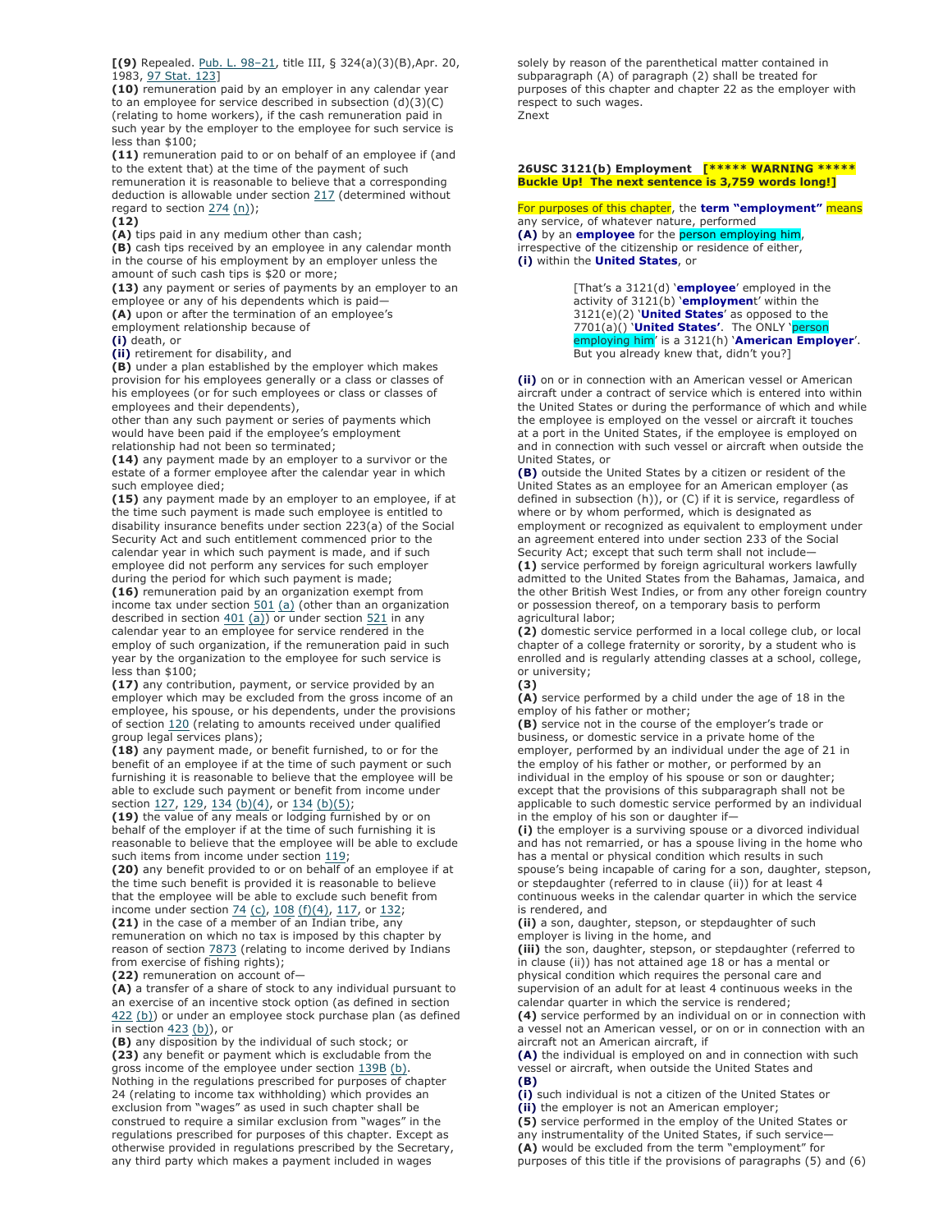**[(9)** Repealed. Pub. L. 98–21, title III, § 324(a)(3)(B),Apr. 20, 1983, 97 Stat. 123]

**(10)** remuneration paid by an employer in any calendar year to an employee for service described in subsection (d)(3)(C) (relating to home workers), if the cash remuneration paid in such year by the employer to the employee for such service is less than $100;

**(11)** remuneration paid to or on behalf of an employee if (and to the extent that) at the time of the payment of such remuneration it is reasonable to believe that a corresponding deduction is allowable under section 217 (determined without regard to section 274 (n));

**(12)**

**(A)** tips paid in any medium other than cash;

**(B)** cash tips received by an employee in any calendar month in the course of his employment by an employer unless the amount of such cash tips is $20 or more;

**(13)** any payment or series of payments by an employer to an employee or any of his dependents which is paid—

**(A)** upon or after the termination of an employee's employment relationship because of

**(i)** death, or

**(ii)** retirement for disability, and

**(B)** under a plan established by the employer which makes provision for his employees generally or a class or classes of his employees (or for such employees or class or classes of employees and their dependents),

other than any such payment or series of payments which would have been paid if the employee's employment relationship had not been so terminated;

**(14)** any payment made by an employer to a survivor or the estate of a former employee after the calendar year in which such employee died;

**(15)** any payment made by an employer to an employee, if at the time such payment is made such employee is entitled to disability insurance benefits under section 223(a) of the Social Security Act and such entitlement commenced prior to the calendar year in which such payment is made, and if such employee did not perform any services for such employer during the period for which such payment is made;

**(16)** remuneration paid by an organization exempt from income tax under section 501 (a) (other than an organization described in section 401 (a)) or under section 521 in any calendar year to an employee for service rendered in the employ of such organization, if the remuneration paid in such year by the organization to the employee for such service is less than $100;

**(17)** any contribution, payment, or service provided by an employer which may be excluded from the gross income of an employee, his spouse, or his dependents, under the provisions of section 120 (relating to amounts received under qualified group legal services plans);

**(18)** any payment made, or benefit furnished, to or for the benefit of an employee if at the time of such payment or such furnishing it is reasonable to believe that the employee will be able to exclude such payment or benefit from income under section 127, 129, 134 (b)(4), or 134 (b)(5);

**(19)** the value of any meals or lodging furnished by or on behalf of the employer if at the time of such furnishing it is reasonable to believe that the employee will be able to exclude such items from income under section 119;

**(20)** any benefit provided to or on behalf of an employee if at the time such benefit is provided it is reasonable to believe that the employee will be able to exclude such benefit from income under section 74 (c), 108 (f)(4), 117, or 132;

**(21)** in the case of a member of an Indian tribe, any remuneration on which no tax is imposed by this chapter by reason of section 7873 (relating to income derived by Indians from exercise of fishing rights);

**(22)** remuneration on account of—

**(A)** a transfer of a share of stock to any individual pursuant to an exercise of an incentive stock option (as defined in section 422 (b)) or under an employee stock purchase plan (as defined in section 423 (b)), or

**(B)** any disposition by the individual of such stock; or

**(23)** any benefit or payment which is excludable from the gross income of the employee under section 139B (b).

Nothing in the regulations prescribed for purposes of chapter 24 (relating to income tax withholding) which provides an exclusion from "wages" as used in such chapter shall be construed to require a similar exclusion from "wages" in the regulations prescribed for purposes of this chapter. Except as otherwise provided in regulations prescribed by the Secretary, any third party which makes a payment included in wages solely by reason of the parenthetical matter contained in subparagraph (A) of paragraph (2) shall be treated for purposes of this chapter and chapter 22 as the employer with respect to such wages.

Znext

**26USC 3121(b) Employment [***** WARNING ***** Buckle Up! The next sentence is 3,759 words long!]**

For purposes of this chapter, the **term "employment"** means any service, of whatever nature, performed

**(A)** by an **employee** for the person employing him, irrespective of the citizenship or residence of either,

**(i)** within the **United States**, or

> [That's a 3121(d) '**employee**' employed in the activity of 3121(b) '**employment**' within the 3121(e)(2) '**United States**' as opposed to the 7701(a)() '**United States'**. The ONLY 'person employing him' is a 3121(h) '**American Employer**'. But you already knew that, didn't you?]

**(ii)** on or in connection with an American vessel or American aircraft under a contract of service which is entered into within the United States or during the performance of which and while the employee is employed on the vessel or aircraft it touches at a port in the United States, if the employee is employed on and in connection with such vessel or aircraft when outside the United States, or

**(B)** outside the United States by a citizen or resident of the United States as an employee for an American employer (as defined in subsection (h)), or (C) if it is service, regardless of where or by whom performed, which is designated as employment or recognized as equivalent to employment under an agreement entered into under section 233 of the Social Security Act; except that such term shall not include—

**(1)** service performed by foreign agricultural workers lawfully admitted to the United States from the Bahamas, Jamaica, and the other British West Indies, or from any other foreign country or possession thereof, on a temporary basis to perform agricultural labor;

**(2)** domestic service performed in a local college club, or local chapter of a college fraternity or sorority, by a student who is enrolled and is regularly attending classes at a school, college, or university;

**(3)**

**(A)** service performed by a child under the age of 18 in the employ of his father or mother;

**(B)** service not in the course of the employer's trade or business, or domestic service in a private home of the employer, performed by an individual under the age of 21 in the employ of his father or mother, or performed by an individual in the employ of his spouse or son or daughter; except that the provisions of this subparagraph shall not be applicable to such domestic service performed by an individual in the employ of his son or daughter if—

**(i)** the employer is a surviving spouse or a divorced individual and has not remarried, or has a spouse living in the home who has a mental or physical condition which results in such spouse's being incapable of caring for a son, daughter, stepson, or stepdaughter (referred to in clause (ii)) for at least 4 continuous weeks in the calendar quarter in which the service is rendered, and

**(ii)** a son, daughter, stepson, or stepdaughter of such employer is living in the home, and

**(iii)** the son, daughter, stepson, or stepdaughter (referred to in clause (ii)) has not attained age 18 or has a mental or physical condition which requires the personal care and supervision of an adult for at least 4 continuous weeks in the calendar quarter in which the service is rendered;

**(4)** service performed by an individual on or in connection with a vessel not an American vessel, or on or in connection with an aircraft not an American aircraft, if

**(A)** the individual is employed on and in connection with such vessel or aircraft, when outside the United States and

**(B)**

**(i)** such individual is not a citizen of the United States or

**(ii)** the employer is not an American employer;

**(5)** service performed in the employ of the United States or any instrumentality of the United States, if such service—

**(A)** would be excluded from the term "employment" for purposes of this title if the provisions of paragraphs (5) and (6)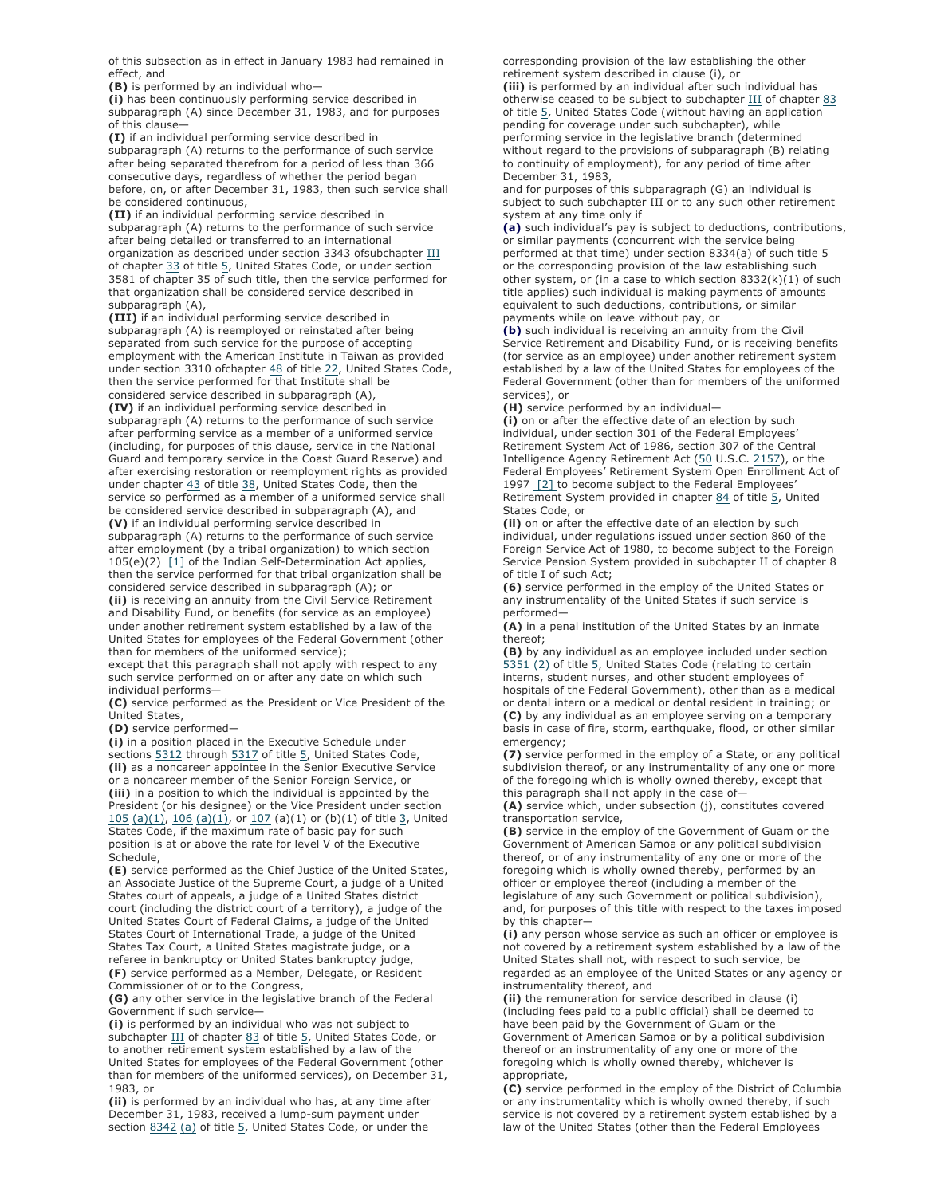of this subsection as in effect in January 1983 had remained in effect, and

**(B)** is performed by an individual who—

**(i)** has been continuously performing service described in subparagraph (A) since December 31, 1983, and for purposes of this clause—

**(I)** if an individual performing service described in subparagraph (A) returns to the performance of such service after being separated therefrom for a period of less than 366 consecutive days, regardless of whether the period began before, on, or after December 31, 1983, then such service shall be considered continuous,

**(II)** if an individual performing service described in subparagraph (A) returns to the performance of such service after being detailed or transferred to an international organization as described under section 3343 ofsubchapter III of chapter 33 of title 5, United States Code, or under section 3581 of chapter 35 of such title, then the service performed for that organization shall be considered service described in subparagraph (A),

**(III)** if an individual performing service described in subparagraph (A) is reemployed or reinstated after being separated from such service for the purpose of accepting employment with the American Institute in Taiwan as provided under section 3310 ofchapter 48 of title 22, United States Code, then the service performed for that Institute shall be considered service described in subparagraph (A),

**(IV)** if an individual performing service described in subparagraph (A) returns to the performance of such service after performing service as a member of a uniformed service (including, for purposes of this clause, service in the National Guard and temporary service in the Coast Guard Reserve) and after exercising restoration or reemployment rights as provided under chapter 43 of title 38, United States Code, then the service so performed as a member of a uniformed service shall be considered service described in subparagraph (A), and

**(V)** if an individual performing service described in subparagraph (A) returns to the performance of such service after employment (by a tribal organization) to which section 105(e)(2) [1] of the Indian Self-Determination Act applies, then the service performed for that tribal organization shall be considered service described in subparagraph (A); or

**(ii)** is receiving an annuity from the Civil Service Retirement and Disability Fund, or benefits (for service as an employee) under another retirement system established by a law of the United States for employees of the Federal Government (other than for members of the uniformed service);

except that this paragraph shall not apply with respect to any such service performed on or after any date on which such individual performs—

**(C)** service performed as the President or Vice President of the United States,

**(D)** service performed—

**(i)** in a position placed in the Executive Schedule under sections 5312 through 5317 of title 5, United States Code,

**(ii)** as a noncareer appointee in the Senior Executive Service or a noncareer member of the Senior Foreign Service, or

**(iii)** in a position to which the individual is appointed by the President (or his designee) or the Vice President under section 105 (a)(1), 106 (a)(1), or 107 (a)(1) or (b)(1) of title 3, United States Code, if the maximum rate of basic pay for such position is at or above the rate for level V of the Executive Schedule,

**(E)** service performed as the Chief Justice of the United States, an Associate Justice of the Supreme Court, a judge of a United States court of appeals, a judge of a United States district court (including the district court of a territory), a judge of the United States Court of Federal Claims, a judge of the United States Court of International Trade, a judge of the United States Tax Court, a United States magistrate judge, or a referee in bankruptcy or United States bankruptcy judge,

**(F)** service performed as a Member, Delegate, or Resident Commissioner of or to the Congress,

**(G)** any other service in the legislative branch of the Federal Government if such service—

**(i)** is performed by an individual who was not subject to subchapter III of chapter 83 of title 5, United States Code, or to another retirement system established by a law of the United States for employees of the Federal Government (other than for members of the uniformed services), on December 31, 1983, or

**(ii)** is performed by an individual who has, at any time after December 31, 1983, received a lump-sum payment under section 8342 (a) of title 5, United States Code, or under the corresponding provision of the law establishing the other retirement system described in clause (i), or

**(iii)** is performed by an individual after such individual has otherwise ceased to be subject to subchapter III of chapter 83 of title 5, United States Code (without having an application pending for coverage under such subchapter), while performing service in the legislative branch (determined without regard to the provisions of subparagraph (B) relating to continuity of employment), for any period of time after December 31, 1983,

and for purposes of this subparagraph (G) an individual is subject to such subchapter III or to any such other retirement system at any time only if

**(a)** such individual's pay is subject to deductions, contributions, or similar payments (concurrent with the service being performed at that time) under section 8334(a) of such title 5 or the corresponding provision of the law establishing such other system, or (in a case to which section 8332(k)(1) of such title applies) such individual is making payments of amounts equivalent to such deductions, contributions, or similar payments while on leave without pay, or

**(b)** such individual is receiving an annuity from the Civil Service Retirement and Disability Fund, or is receiving benefits (for service as an employee) under another retirement system established by a law of the United States for employees of the Federal Government (other than for members of the uniformed services), or

**(H)** service performed by an individual—

**(i)** on or after the effective date of an election by such individual, under section 301 of the Federal Employees' Retirement System Act of 1986, section 307 of the Central Intelligence Agency Retirement Act (50 U.S.C. 2157), or the Federal Employees' Retirement System Open Enrollment Act of 1997 [2] to become subject to the Federal Employees' Retirement System provided in chapter 84 of title 5, United States Code, or

**(ii)** on or after the effective date of an election by such individual, under regulations issued under section 860 of the Foreign Service Act of 1980, to become subject to the Foreign Service Pension System provided in subchapter II of chapter 8 of title I of such Act;

**(6)** service performed in the employ of the United States or any instrumentality of the United States if such service is performed—

**(A)** in a penal institution of the United States by an inmate thereof;

**(B)** by any individual as an employee included under section 5351 (2) of title 5, United States Code (relating to certain interns, student nurses, and other student employees of hospitals of the Federal Government), other than as a medical or dental intern or a medical or dental resident in training; or

**(C)** by any individual as an employee serving on a temporary basis in case of fire, storm, earthquake, flood, or other similar emergency;

**(7)** service performed in the employ of a State, or any political subdivision thereof, or any instrumentality of any one or more of the foregoing which is wholly owned thereby, except that this paragraph shall not apply in the case of—

**(A)** service which, under subsection (j), constitutes covered transportation service,

**(B)** service in the employ of the Government of Guam or the Government of American Samoa or any political subdivision thereof, or of any instrumentality of any one or more of the foregoing which is wholly owned thereby, performed by an officer or employee thereof (including a member of the legislature of any such Government or political subdivision), and, for purposes of this title with respect to the taxes imposed by this chapter—

**(i)** any person whose service as such an officer or employee is not covered by a retirement system established by a law of the United States shall not, with respect to such service, be regarded as an employee of the United States or any agency or instrumentality thereof, and

**(ii)** the remuneration for service described in clause (i) (including fees paid to a public official) shall be deemed to have been paid by the Government of Guam or the Government of American Samoa or by a political subdivision thereof or an instrumentality of any one or more of the foregoing which is wholly owned thereby, whichever is appropriate,

**(C)** service performed in the employ of the District of Columbia or any instrumentality which is wholly owned thereby, if such service is not covered by a retirement system established by a law of the United States (other than the Federal Employees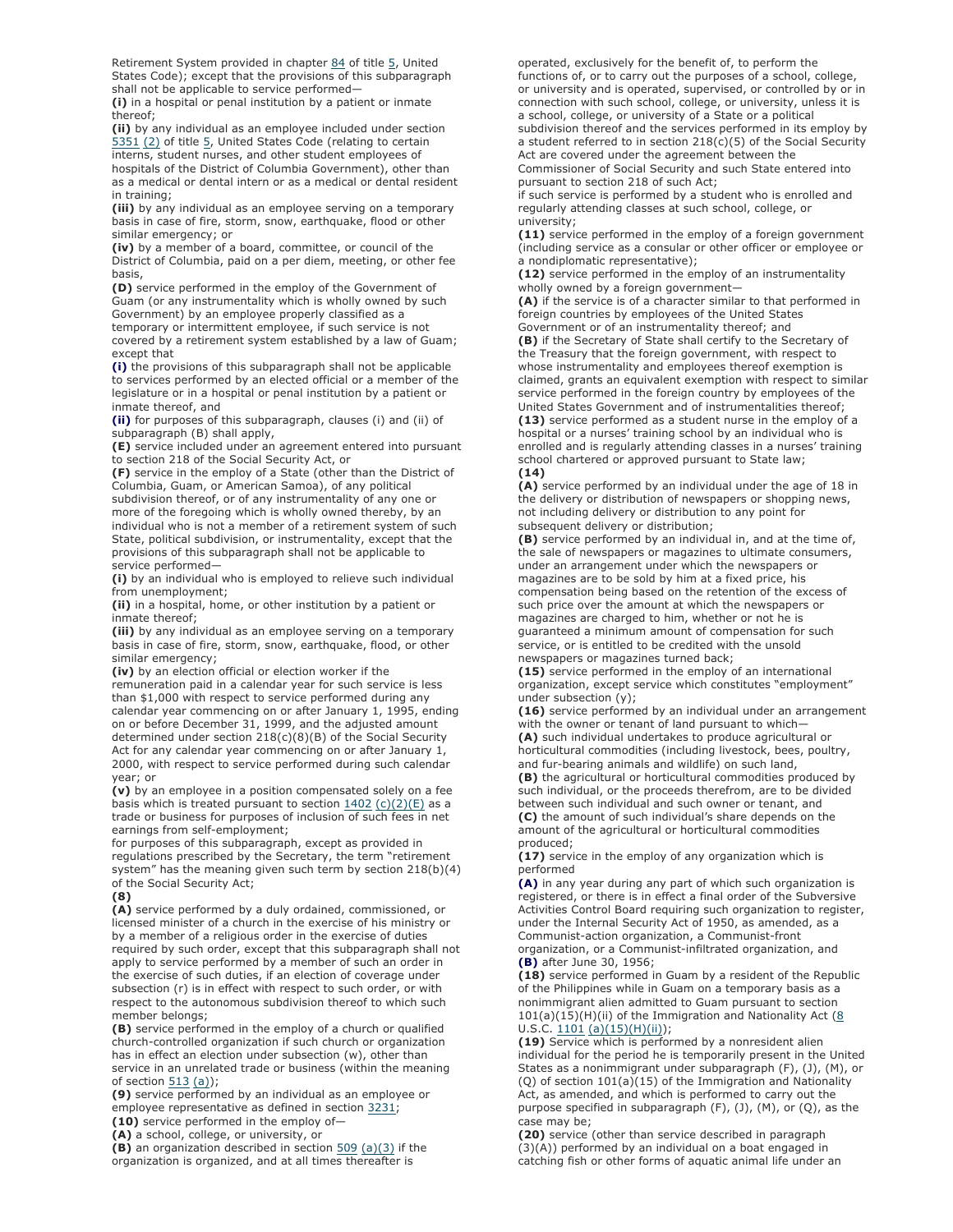Retirement System provided in chapter 84 of title 5, United States Code); except that the provisions of this subparagraph shall not be applicable to service performed—

**(i)** in a hospital or penal institution by a patient or inmate thereof;

**(ii)** by any individual as an employee included under section 5351 (2) of title 5, United States Code (relating to certain interns, student nurses, and other student employees of hospitals of the District of Columbia Government), other than as a medical or dental intern or as a medical or dental resident in training;

**(iii)** by any individual as an employee serving on a temporary basis in case of fire, storm, snow, earthquake, flood or other similar emergency; or

**(iv)** by a member of a board, committee, or council of the District of Columbia, paid on a per diem, meeting, or other fee basis,

**(D)** service performed in the employ of the Government of Guam (or any instrumentality which is wholly owned by such Government) by an employee properly classified as a temporary or intermittent employee, if such service is not covered by a retirement system established by a law of Guam; except that

**(i)** the provisions of this subparagraph shall not be applicable to services performed by an elected official or a member of the legislature or in a hospital or penal institution by a patient or inmate thereof, and

**(ii)** for purposes of this subparagraph, clauses (i) and (ii) of subparagraph (B) shall apply,

**(E)** service included under an agreement entered into pursuant to section 218 of the Social Security Act, or

**(F)** service in the employ of a State (other than the District of Columbia, Guam, or American Samoa), of any political subdivision thereof, or of any instrumentality of any one or more of the foregoing which is wholly owned thereby, by an individual who is not a member of a retirement system of such State, political subdivision, or instrumentality, except that the provisions of this subparagraph shall not be applicable to service performed—

**(i)** by an individual who is employed to relieve such individual from unemployment;

**(ii)** in a hospital, home, or other institution by a patient or inmate thereof;

**(iii)** by any individual as an employee serving on a temporary basis in case of fire, storm, snow, earthquake, flood, or other similar emergency;

**(iv)** by an election official or election worker if the remuneration paid in a calendar year for such service is less than $1,000 with respect to service performed during any calendar year commencing on or after January 1, 1995, ending on or before December 31, 1999, and the adjusted amount determined under section 218(c)(8)(B) of the Social Security Act for any calendar year commencing on or after January 1, 2000, with respect to service performed during such calendar year; or

**(v)** by an employee in a position compensated solely on a fee basis which is treated pursuant to section 1402 (c)(2)(E) as a trade or business for purposes of inclusion of such fees in net earnings from self-employment;

for purposes of this subparagraph, except as provided in regulations prescribed by the Secretary, the term "retirement system" has the meaning given such term by section 218(b)(4) of the Social Security Act;

**(8)**

**(A)** service performed by a duly ordained, commissioned, or licensed minister of a church in the exercise of his ministry or by a member of a religious order in the exercise of duties required by such order, except that this subparagraph shall not apply to service performed by a member of such an order in the exercise of such duties, if an election of coverage under subsection (r) is in effect with respect to such order, or with respect to the autonomous subdivision thereof to which such member belongs;

**(B)** service performed in the employ of a church or qualified church-controlled organization if such church or organization has in effect an election under subsection (w), other than service in an unrelated trade or business (within the meaning of section 513 (a));

**(9)** service performed by an individual as an employee or employee representative as defined in section 3231;

**(10)** service performed in the employ of—

**(A)** a school, college, or university, or

**(B)** an organization described in section 509 (a)(3) if the organization is organized, and at all times thereafter is operated, exclusively for the benefit of, to perform the functions of, or to carry out the purposes of a school, college, or university and is operated, supervised, or controlled by or in connection with such school, college, or university, unless it is a school, college, or university of a State or a political subdivision thereof and the services performed in its employ by a student referred to in section 218(c)(5) of the Social Security Act are covered under the agreement between the Commissioner of Social Security and such State entered into pursuant to section 218 of such Act;

if such service is performed by a student who is enrolled and regularly attending classes at such school, college, or university;

**(11)** service performed in the employ of a foreign government (including service as a consular or other officer or employee or a nondiplomatic representative);

**(12)** service performed in the employ of an instrumentality wholly owned by a foreign government—

**(A)** if the service is of a character similar to that performed in foreign countries by employees of the United States Government or of an instrumentality thereof; and

**(B)** if the Secretary of State shall certify to the Secretary of the Treasury that the foreign government, with respect to whose instrumentality and employees thereof exemption is claimed, grants an equivalent exemption with respect to similar service performed in the foreign country by employees of the United States Government and of instrumentalities thereof;

**(13)** service performed as a student nurse in the employ of a hospital or a nurses' training school by an individual who is enrolled and is regularly attending classes in a nurses' training school chartered or approved pursuant to State law;

**(14)**

**(A)** service performed by an individual under the age of 18 in the delivery or distribution of newspapers or shopping news, not including delivery or distribution to any point for subsequent delivery or distribution;

**(B)** service performed by an individual in, and at the time of, the sale of newspapers or magazines to ultimate consumers, under an arrangement under which the newspapers or magazines are to be sold by him at a fixed price, his compensation being based on the retention of the excess of such price over the amount at which the newspapers or magazines are charged to him, whether or not he is guaranteed a minimum amount of compensation for such service, or is entitled to be credited with the unsold newspapers or magazines turned back;

**(15)** service performed in the employ of an international organization, except service which constitutes "employment" under subsection (y);

**(16)** service performed by an individual under an arrangement with the owner or tenant of land pursuant to which—

**(A)** such individual undertakes to produce agricultural or horticultural commodities (including livestock, bees, poultry, and fur-bearing animals and wildlife) on such land,

**(B)** the agricultural or horticultural commodities produced by such individual, or the proceeds therefrom, are to be divided between such individual and such owner or tenant, and

**(C)** the amount of such individual's share depends on the amount of the agricultural or horticultural commodities produced;

**(17)** service in the employ of any organization which is performed

**(A)** in any year during any part of which such organization is registered, or there is in effect a final order of the Subversive Activities Control Board requiring such organization to register, under the Internal Security Act of 1950, as amended, as a Communist-action organization, a Communist-front organization, or a Communist-infiltrated organization, and

**(B)** after June 30, 1956;

**(18)** service performed in Guam by a resident of the Republic of the Philippines while in Guam on a temporary basis as a nonimmigrant alien admitted to Guam pursuant to section 101(a)(15)(H)(ii) of the Immigration and Nationality Act (8 U.S.C. 1101 (a)(15)(H)(ii));

**(19)** Service which is performed by a nonresident alien individual for the period he is temporarily present in the United States as a nonimmigrant under subparagraph (F), (J), (M), or (Q) of section 101(a)(15) of the Immigration and Nationality Act, as amended, and which is performed to carry out the purpose specified in subparagraph (F), (J), (M), or (Q), as the case may be;

**(20)** service (other than service described in paragraph (3)(A)) performed by an individual on a boat engaged in catching fish or other forms of aquatic animal life under an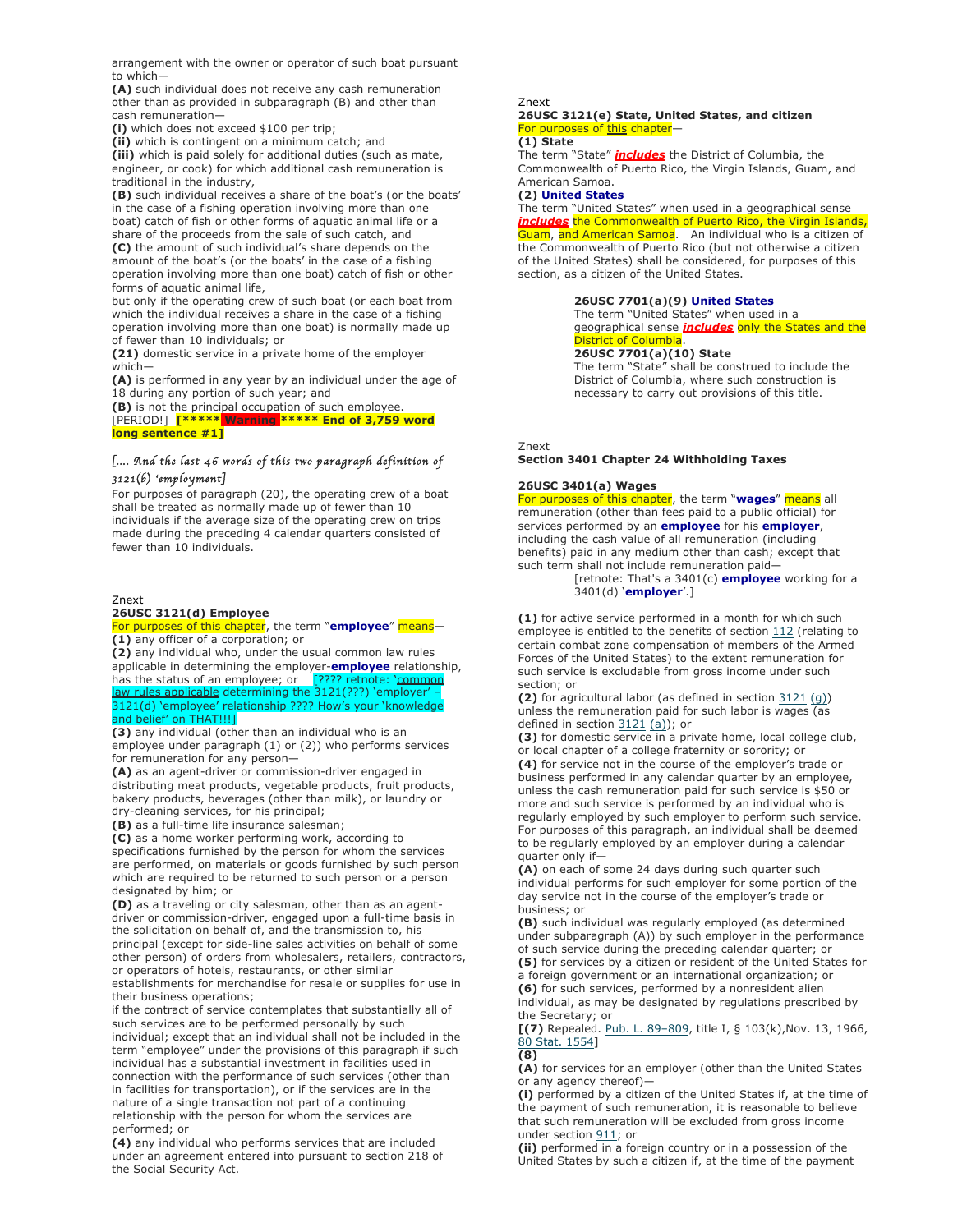arrangement with the owner or operator of such boat pursuant to which—

**(A)** such individual does not receive any cash remuneration other than as provided in subparagraph (B) and other than cash remuneration—

**(i)** which does not exceed $100 per trip;

**(ii)** which is contingent on a minimum catch; and

**(iii)** which is paid solely for additional duties (such as mate, engineer, or cook) for which additional cash remuneration is traditional in the industry,

**(B)** such individual receives a share of the boat's (or the boats' in the case of a fishing operation involving more than one boat) catch of fish or other forms of aquatic animal life or a share of the proceeds from the sale of such catch, and

**(C)** the amount of such individual's share depends on the amount of the boat's (or the boats' in the case of a fishing operation involving more than one boat) catch of fish or other forms of aquatic animal life,

but only if the operating crew of such boat (or each boat from which the individual receives a share in the case of a fishing operation involving more than one boat) is normally made up of fewer than 10 individuals; or

**(21)** domestic service in a private home of the employer which—

**(A)** is performed in any year by an individual under the age of 18 during any portion of such year; and

**(B)** is not the principal occupation of such employee.

[PERIOD!] **[\*\*\*\*\* Warning \*\*\*\*\* End of 3,759 word long sentence #1]**

*[.... And the last 46 words of this two paragraph definition of 3121(b) 'employment]*

For purposes of paragraph (20), the operating crew of a boat shall be treated as normally made up of fewer than 10 individuals if the average size of the operating crew on trips made during the preceding 4 calendar quarters consisted of fewer than 10 individuals.

Znext

**26USC 3121(d) Employee**

For purposes of this chapter, the term "**employee**" means—

**(1)** any officer of a corporation; or

**(2)** any individual who, under the usual common law rules applicable in determining the employer-**employee** relationship, has the status of an employee; or [???? retnote: 'common law rules applicable determining the 3121(???) 'employer' – 3121(d) 'employee' relationship ???? How's your 'knowledge and belief' on THAT!!!]

**(3)** any individual (other than an individual who is an employee under paragraph (1) or (2)) who performs services for remuneration for any person—

**(A)** as an agent-driver or commission-driver engaged in distributing meat products, vegetable products, fruit products, bakery products, beverages (other than milk), or laundry or dry-cleaning services, for his principal;

**(B)** as a full-time life insurance salesman;

**(C)** as a home worker performing work, according to specifications furnished by the person for whom the services are performed, on materials or goods furnished by such person which are required to be returned to such person or a person designated by him; or

**(D)** as a traveling or city salesman, other than as an agent-driver or commission-driver, engaged upon a full-time basis in the solicitation on behalf of, and the transmission to, his principal (except for side-line sales activities on behalf of some other person) of orders from wholesalers, retailers, contractors, or operators of hotels, restaurants, or other similar establishments for merchandise for resale or supplies for use in their business operations;

if the contract of service contemplates that substantially all of such services are to be performed personally by such individual; except that an individual shall not be included in the term "employee" under the provisions of this paragraph if such individual has a substantial investment in facilities used in connection with the performance of such services (other than in facilities for transportation), or if the services are in the nature of a single transaction not part of a continuing relationship with the person for whom the services are performed; or

**(4)** any individual who performs services that are included under an agreement entered into pursuant to section 218 of the Social Security Act.

Znext

**26USC 3121(e) State, United States, and citizen**

For purposes of this chapter—

**(1) State**

The term "State" ***includes*** the District of Columbia, the Commonwealth of Puerto Rico, the Virgin Islands, Guam, and American Samoa.

**(2) United States**

The term "United States" when used in a geographical sense ***includes*** the Commonwealth of Puerto Rico, the Virgin Islands, Guam, and American Samoa. An individual who is a citizen of the Commonwealth of Puerto Rico (but not otherwise a citizen of the United States) shall be considered, for purposes of this section, as a citizen of the United States.

> **26USC 7701(a)(9) United States**
> The term "United States" when used in a geographical sense ***includes*** only the States and the District of Columbia.
>
> **26USC 7701(a)(10) State**
> The term "State" shall be construed to include the District of Columbia, where such construction is necessary to carry out provisions of this title.

Znext

**Section 3401 Chapter 24 Withholding Taxes**

**26USC 3401(a) Wages**

For purposes of this chapter, the term "**wages**" means all remuneration (other than fees paid to a public official) for services performed by an **employee** for his **employer**, including the cash value of all remuneration (including benefits) paid in any medium other than cash; except that such term shall not include remuneration paid—

> [retnote: That's a 3401(c) **employee** working for a 3401(d) '**employer**'.]

**(1)** for active service performed in a month for which such employee is entitled to the benefits of section 112 (relating to certain combat zone compensation of members of the Armed Forces of the United States) to the extent remuneration for such service is excludable from gross income under such section; or

**(2)** for agricultural labor (as defined in section 3121 (g)) unless the remuneration paid for such labor is wages (as defined in section 3121 (a)); or

**(3)** for domestic service in a private home, local college club, or local chapter of a college fraternity or sorority; or

**(4)** for service not in the course of the employer's trade or business performed in any calendar quarter by an employee, unless the cash remuneration paid for such service is $50 or more and such service is performed by an individual who is regularly employed by such employer to perform such service. For purposes of this paragraph, an individual shall be deemed to be regularly employed by an employer during a calendar quarter only if—

**(A)** on each of some 24 days during such quarter such individual performs for such employer for some portion of the day service not in the course of the employer's trade or business; or

**(B)** such individual was regularly employed (as determined under subparagraph (A)) by such employer in the performance of such service during the preceding calendar quarter; or

**(5)** for services by a citizen or resident of the United States for a foreign government or an international organization; or

**(6)** for such services, performed by a nonresident alien individual, as may be designated by regulations prescribed by the Secretary; or

**[(7)** Repealed. Pub. L. 89–809, title I, § 103(k),Nov. 13, 1966, 80 Stat. 1554]

**(8)**

**(A)** for services for an employer (other than the United States or any agency thereof)—

**(i)** performed by a citizen of the United States if, at the time of the payment of such remuneration, it is reasonable to believe that such remuneration will be excluded from gross income under section 911; or

**(ii)** performed in a foreign country or in a possession of the United States by such a citizen if, at the time of the payment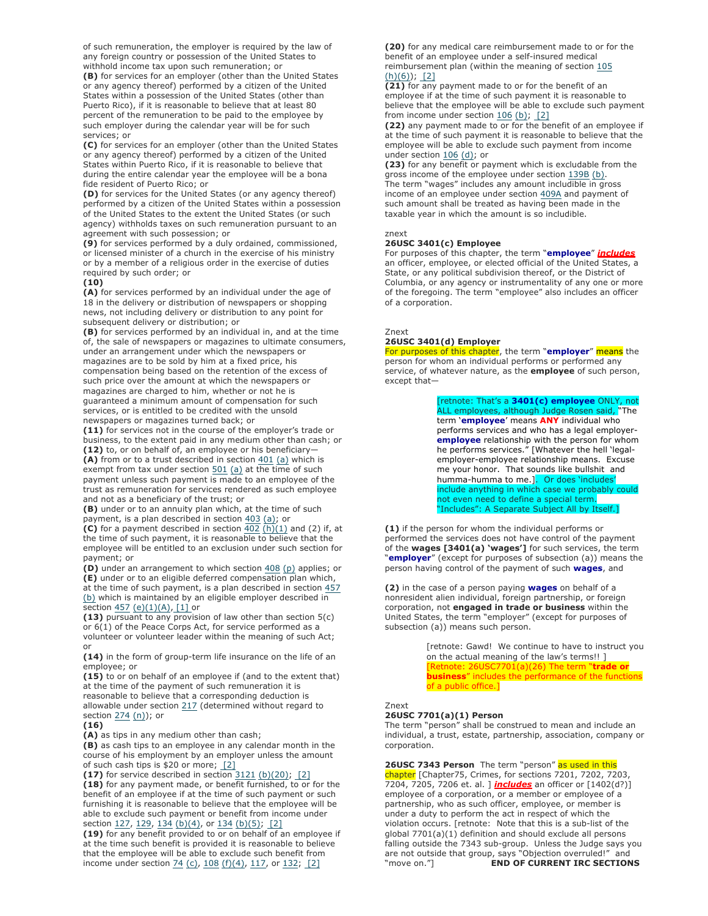of such remuneration, the employer is required by the law of any foreign country or possession of the United States to withhold income tax upon such remuneration; or

**(B)** for services for an employer (other than the United States or any agency thereof) performed by a citizen of the United States within a possession of the United States (other than Puerto Rico), if it is reasonable to believe that at least 80 percent of the remuneration to be paid to the employee by such employer during the calendar year will be for such services; or

**(C)** for services for an employer (other than the United States or any agency thereof) performed by a citizen of the United States within Puerto Rico, if it is reasonable to believe that during the entire calendar year the employee will be a bona fide resident of Puerto Rico; or

**(D)** for services for the United States (or any agency thereof) performed by a citizen of the United States within a possession of the United States to the extent the United States (or such agency) withholds taxes on such remuneration pursuant to an agreement with such possession; or

**(9)** for services performed by a duly ordained, commissioned, or licensed minister of a church in the exercise of his ministry or by a member of a religious order in the exercise of duties required by such order; or

**(10)**

**(A)** for services performed by an individual under the age of 18 in the delivery or distribution of newspapers or shopping news, not including delivery or distribution to any point for subsequent delivery or distribution; or

**(B)** for services performed by an individual in, and at the time of, the sale of newspapers or magazines to ultimate consumers, under an arrangement under which the newspapers or magazines are to be sold by him at a fixed price, his compensation being based on the retention of the excess of such price over the amount at which the newspapers or magazines are charged to him, whether or not he is guaranteed a minimum amount of compensation for such services, or is entitled to be credited with the unsold newspapers or magazines turned back; or

**(11)** for services not in the course of the employer's trade or business, to the extent paid in any medium other than cash; or

**(12)** to, or on behalf of, an employee or his beneficiary—

**(A)** from or to a trust described in section 401 (a) which is exempt from tax under section 501 (a) at the time of such payment unless such payment is made to an employee of the trust as remuneration for services rendered as such employee and not as a beneficiary of the trust; or

**(B)** under or to an annuity plan which, at the time of such payment, is a plan described in section 403 (a); or

**(C)** for a payment described in section 402 (h)(1) and (2) if, at the time of such payment, it is reasonable to believe that the employee will be entitled to an exclusion under such section for payment; or

**(D)** under an arrangement to which section 408 (p) applies; or

**(E)** under or to an eligible deferred compensation plan which, at the time of such payment, is a plan described in section 457 (b) which is maintained by an eligible employer described in section 457 (e)(1)(A), [1] or

**(13)** pursuant to any provision of law other than section 5(c) or 6(1) of the Peace Corps Act, for service performed as a volunteer or volunteer leader within the meaning of such Act; or

**(14)** in the form of group-term life insurance on the life of an employee; or

**(15)** to or on behalf of an employee if (and to the extent that) at the time of the payment of such remuneration it is reasonable to believe that a corresponding deduction is allowable under section 217 (determined without regard to section 274 (n)); or

**(16)**

**(A)** as tips in any medium other than cash;

**(B)** as cash tips to an employee in any calendar month in the course of his employment by an employer unless the amount of such cash tips is $20 or more; [2]

**(17)** for service described in section 3121 (b)(20); [2]

**(18)** for any payment made, or benefit furnished, to or for the benefit of an employee if at the time of such payment or such furnishing it is reasonable to believe that the employee will be able to exclude such payment or benefit from income under section 127, 129, 134 (b)(4), or 134 (b)(5); [2]

**(19)** for any benefit provided to or on behalf of an employee if at the time such benefit is provided it is reasonable to believe that the employee will be able to exclude such benefit from income under section 74 (c), 108 (f)(4), 117, or 132; [2]

**(20)** for any medical care reimbursement made to or for the benefit of an employee under a self-insured medical reimbursement plan (within the meaning of section 105 (h)(6)); [2]

**(21)** for any payment made to or for the benefit of an employee if at the time of such payment it is reasonable to believe that the employee will be able to exclude such payment from income under section 106 (b); [2]

**(22)** any payment made to or for the benefit of an employee if at the time of such payment it is reasonable to believe that the employee will be able to exclude such payment from income under section 106 (d); or

**(23)** for any benefit or payment which is excludable from the gross income of the employee under section 139B (b).

The term "wages" includes any amount includible in gross income of an employee under section 409A and payment of such amount shall be treated as having been made in the taxable year in which the amount is so includible.

znext

**26USC 3401(c) Employee**

For purposes of this chapter, the term "**employee**" ***includes*** an officer, employee, or elected official of the United States, a State, or any political subdivision thereof, or the District of Columbia, or any agency or instrumentality of any one or more of the foregoing. The term "employee" also includes an officer of a corporation.

Znext

**26USC 3401(d) Employer**

For purposes of this chapter, the term "**employer**" means the person for whom an individual performs or performed any service, of whatever nature, as the **employee** of such person, except that—

> [retnote: That's a **3401(c) employee** ONLY, not ALL employees, although Judge Rosen said, "The term '**employee**' means **ANY** individual who performs services and who has a legal employer-**employee** relationship with the person for whom he performs services." [Whatever the hell 'legal-employer-employee relationship means. Excuse me your honor. That sounds like bullshit and humma-humma to me.]. Or does 'includes' include anything in which case we probably could not even need to define a special term. "Includes": A Separate Subject All by Itself.]

**(1)** if the person for whom the individual performs or performed the services does not have control of the payment of the **wages [3401(a) 'wages']** for such services, the term "**employer**" (except for purposes of subsection (a)) means the person having control of the payment of such **wages**, and

**(2)** in the case of a person paying **wages** on behalf of a nonresident alien individual, foreign partnership, or foreign corporation, not **engaged in trade or business** within the United States, the term "employer" (except for purposes of subsection (a)) means such person.

> [retnote: Gawd! We continue to have to instruct you on the actual meaning of the law's terms!! ]
> [Retnote: 26USC7701(a)(26) The term "**trade or business**" includes the performance of the functions of a public office.]

Znext

**26USC 7701(a)(1) Person**

The term "person" shall be construed to mean and include an individual, a trust, estate, partnership, association, company or corporation.

**26USC 7343 Person** The term "person" as used in this chapter [Chapter75, Crimes, for sections 7201, 7202, 7203, 7204, 7205, 7206 et. al. ] ***includes*** an officer or [1402(d?)] employee of a corporation, or a member or employee of a partnership, who as such officer, employee, or member is under a duty to perform the act in respect of which the violation occurs. [retnote: Note that this is a sub-list of the global 7701(a)(1) definition and should exclude all persons falling outside the 7343 sub-group. Unless the Judge says you are not outside that group, says "Objection overruled!" and "move on."] **END OF CURRENT IRC SECTIONS**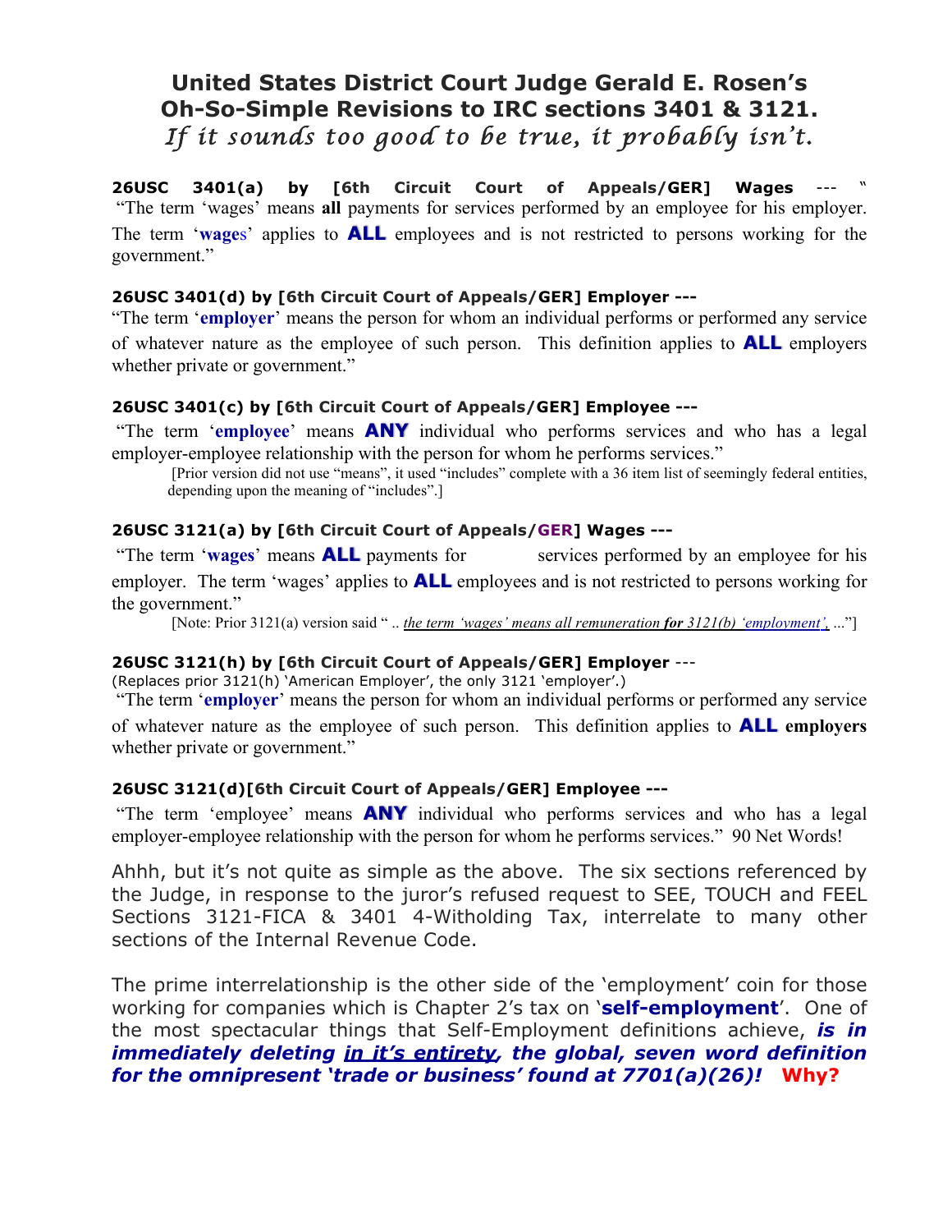# United States District Court Judge Gerald E. Rosen's Oh-So-Simple Revisions to IRC sections 3401 & 3121.

*If it sounds too good to be true, it probably isn't.*

**26USC 3401(a) by [6th Circuit Court of Appeals/GER] Wages** --- "
"The term 'wages' means **all** payments for services performed by an employee for his employer. The term '**wages**' applies to **ALL** employees and is not restricted to persons working for the government."

**26USC 3401(d) by [6th Circuit Court of Appeals/GER] Employer ---**
"The term '**employer**' means the person for whom an individual performs or performed any service of whatever nature as the employee of such person. This definition applies to **ALL** employers whether private or government."

**26USC 3401(c) by [6th Circuit Court of Appeals/GER] Employee ---**
"The term '**employee**' means **ANY** individual who performs services and who has a legal employer-employee relationship with the person for whom he performs services."

[Prior version did not use "means", it used "includes" complete with a 36 item list of seemingly federal entities, depending upon the meaning of "includes".]

**26USC 3121(a) by [6th Circuit Court of Appeals/GER] Wages ---**
"The term '**wages**' means **ALL** payments for services performed by an employee for his employer. The term 'wages' applies to **ALL** employees and is not restricted to persons working for the government."

[Note: Prior 3121(a) version said " .. *the term 'wages' means all remuneration **for** 3121(b) 'employment'*, ..."]

**26USC 3121(h) by [6th Circuit Court of Appeals/GER] Employer** ---
(Replaces prior 3121(h) 'American Employer', the only 3121 'employer'.)
"The term '**employer**' means the person for whom an individual performs or performed any service of whatever nature as the employee of such person. This definition applies to **ALL employers** whether private or government."

**26USC 3121(d)[6th Circuit Court of Appeals/GER] Employee ---**
"The term 'employee' means **ANY** individual who performs services and who has a legal employer-employee relationship with the person for whom he performs services." 90 Net Words!

Ahhh, but it's not quite as simple as the above. The six sections referenced by the Judge, in response to the juror's refused request to SEE, TOUCH and FEEL Sections 3121-FICA & 3401 4-Witholding Tax, interrelate to many other sections of the Internal Revenue Code.

The prime interrelationship is the other side of the 'employment' coin for those working for companies which is Chapter 2's tax on '**self-employment**'. One of the most spectacular things that Self-Employment definitions achieve, ***is in immediately deleting <u>in it's entirety</u>, the global, seven word definition for the omnipresent 'trade or business' found at 7701(a)(26)!*** **Why?**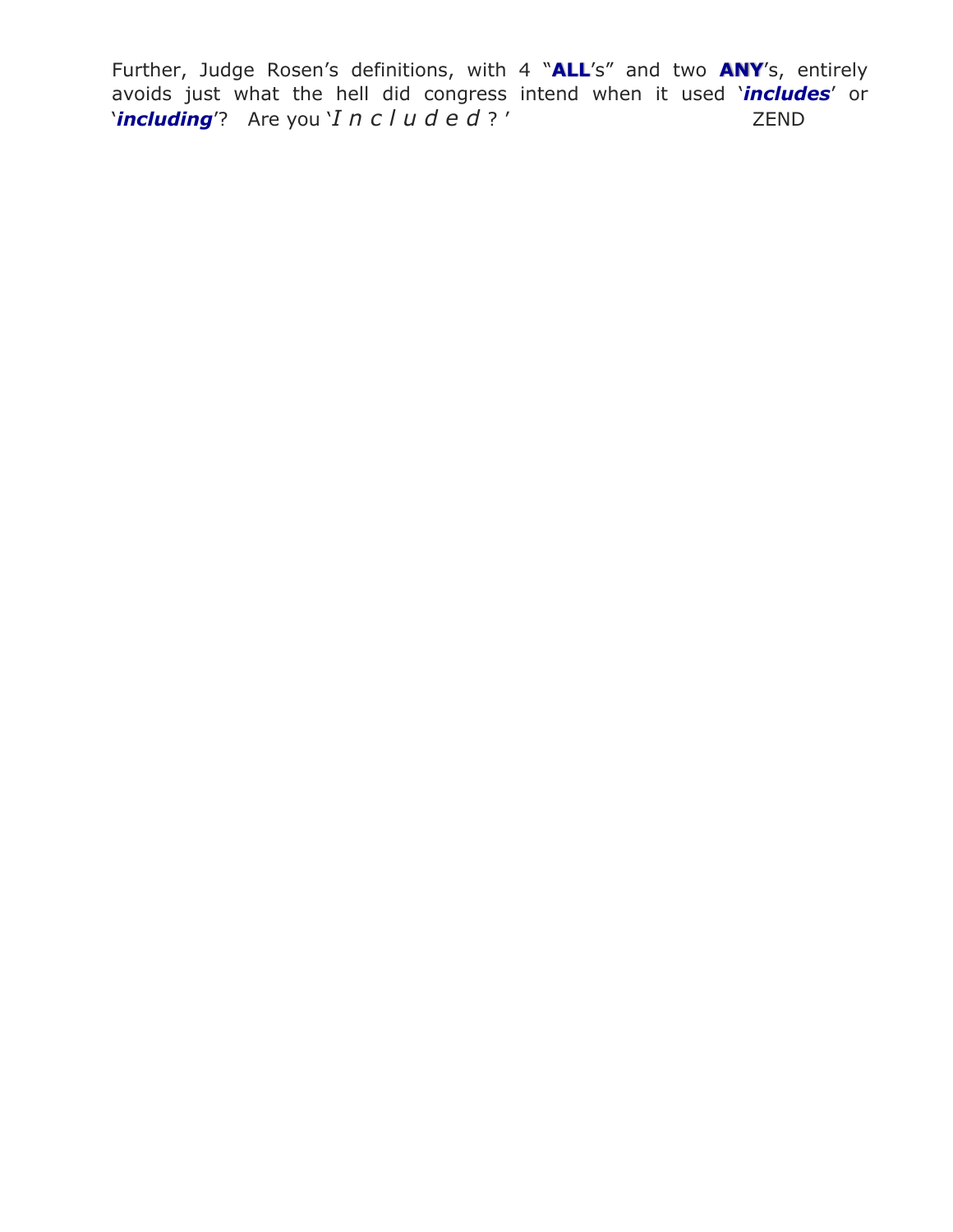Further, Judge Rosen's definitions, with 4 "**ALL**'s" and two **ANY**'s, entirely avoids just what the hell did congress intend when it used '***includes***' or '***including***'? Are you '*I n c l u d e d* ? ' ZEND